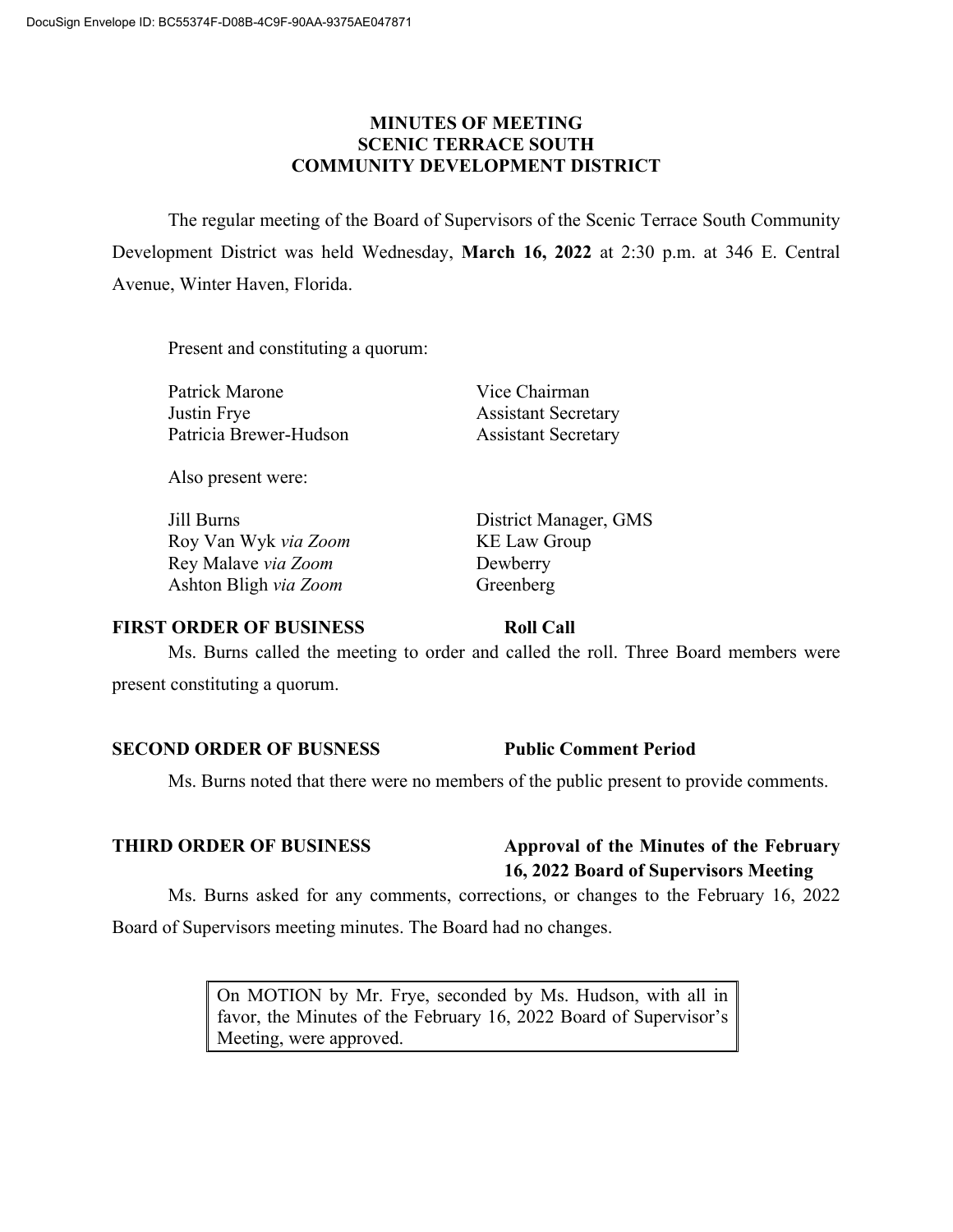# MINUTES OF MEETING
# SCENIC TERRACE SOUTH
# COMMUNITY DEVELOPMENT DISTRICT

The regular meeting of the Board of Supervisors of the Scenic Terrace South Community Development District was held Wednesday, **March 16, 2022** at 2:30 p.m. at 346 E. Central Avenue, Winter Haven, Florida.

Present and constituting a quorum:

| | |
|---|---|
| Patrick Marone | Vice Chairman |
| Justin Frye | Assistant Secretary |
| Patricia Brewer-Hudson | Assistant Secretary |

Also present were:

| | |
|---|---|
| Jill Burns | District Manager, GMS |
| Roy Van Wyk *via Zoom* | KE Law Group |
| Rey Malave *via Zoom* | Dewberry |
| Ashton Bligh *via Zoom* | Greenberg |

**FIRST ORDER OF BUSINESS — Roll Call**

Ms. Burns called the meeting to order and called the roll. Three Board members were present constituting a quorum.

**SECOND ORDER OF BUSNESS — Public Comment Period**

Ms. Burns noted that there were no members of the public present to provide comments.

**THIRD ORDER OF BUSINESS — Approval of the Minutes of the February 16, 2022 Board of Supervisors Meeting**

Ms. Burns asked for any comments, corrections, or changes to the February 16, 2022 Board of Supervisors meeting minutes. The Board had no changes.

> On MOTION by Mr. Frye, seconded by Ms. Hudson, with all in favor, the Minutes of the February 16, 2022 Board of Supervisor's Meeting, were approved.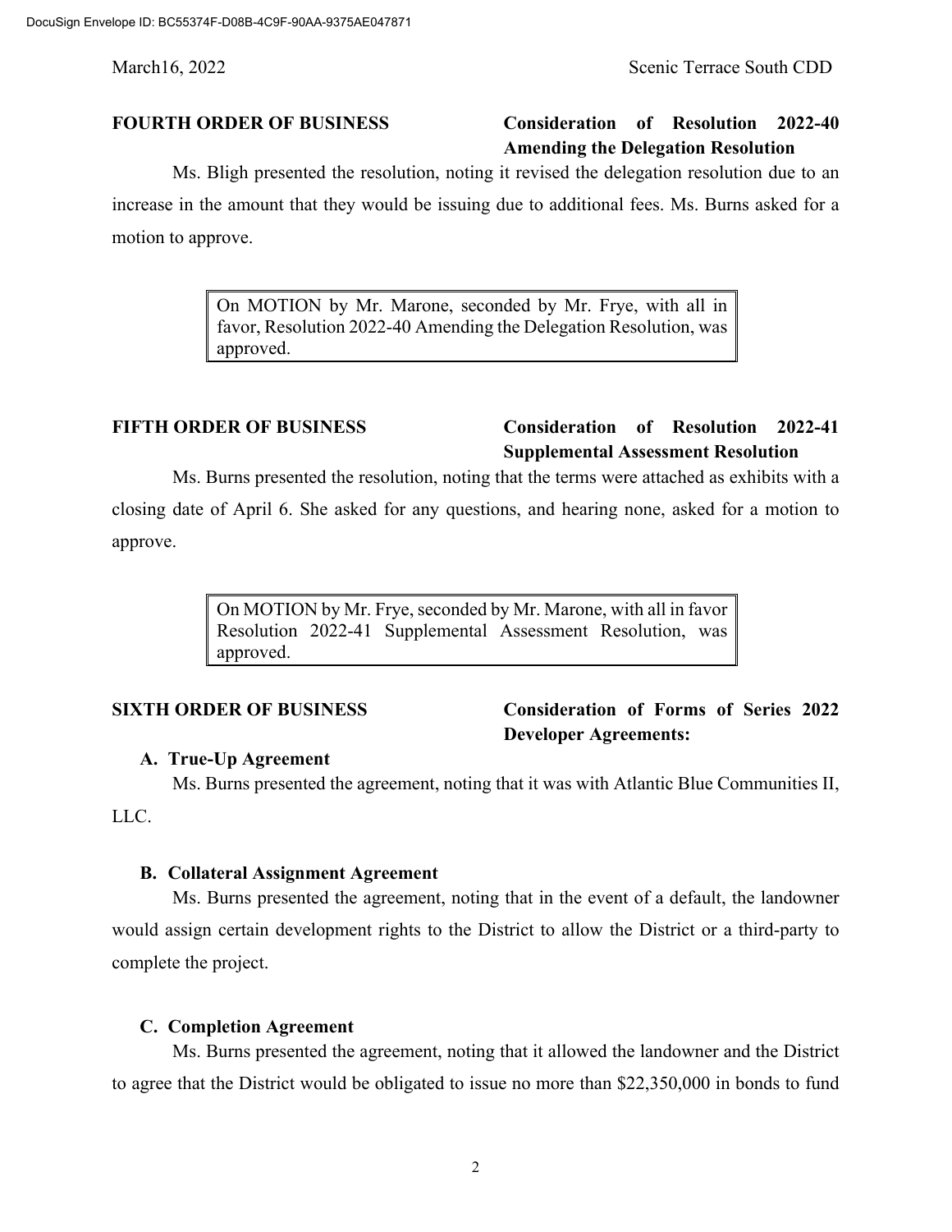**FOURTH ORDER OF BUSINESS** **Consideration of Resolution 2022-40 Amending the Delegation Resolution**

Ms. Bligh presented the resolution, noting it revised the delegation resolution due to an increase in the amount that they would be issuing due to additional fees. Ms. Burns asked for a motion to approve.

> On MOTION by Mr. Marone, seconded by Mr. Frye, with all in favor, Resolution 2022-40 Amending the Delegation Resolution, was approved.

**FIFTH ORDER OF BUSINESS** **Consideration of Resolution 2022-41 Supplemental Assessment Resolution**

Ms. Burns presented the resolution, noting that the terms were attached as exhibits with a closing date of April 6. She asked for any questions, and hearing none, asked for a motion to approve.

> On MOTION by Mr. Frye, seconded by Mr. Marone, with all in favor Resolution 2022-41 Supplemental Assessment Resolution, was approved.

**SIXTH ORDER OF BUSINESS** **Consideration of Forms of Series 2022 Developer Agreements:**

**A. True-Up Agreement**

Ms. Burns presented the agreement, noting that it was with Atlantic Blue Communities II, LLC.

**B. Collateral Assignment Agreement**

Ms. Burns presented the agreement, noting that in the event of a default, the landowner would assign certain development rights to the District to allow the District or a third-party to complete the project.

**C. Completion Agreement**

Ms. Burns presented the agreement, noting that it allowed the landowner and the District to agree that the District would be obligated to issue no more than $22,350,000 in bonds to fund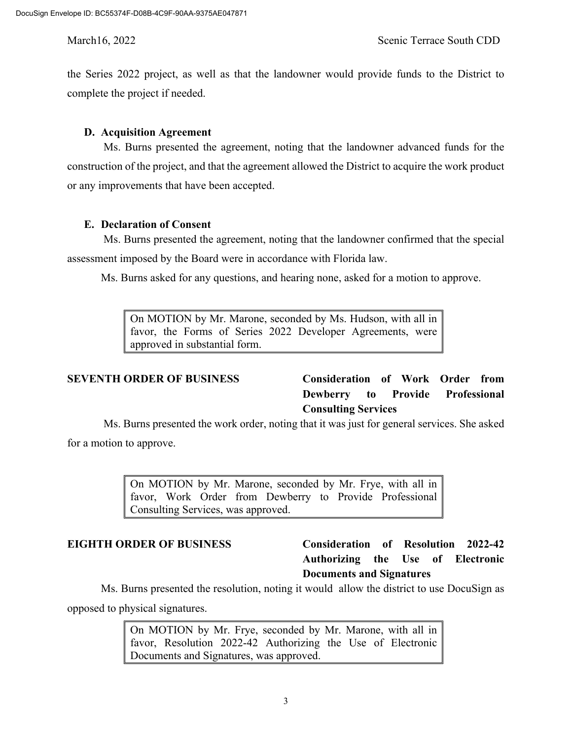the Series 2022 project, as well as that the landowner would provide funds to the District to complete the project if needed.

### D. Acquisition Agreement

Ms. Burns presented the agreement, noting that the landowner advanced funds for the construction of the project, and that the agreement allowed the District to acquire the work product or any improvements that have been accepted.

### E. Declaration of Consent

Ms. Burns presented the agreement, noting that the landowner confirmed that the special assessment imposed by the Board were in accordance with Florida law.

Ms. Burns asked for any questions, and hearing none, asked for a motion to approve.

> On MOTION by Mr. Marone, seconded by Ms. Hudson, with all in favor, the Forms of Series 2022 Developer Agreements, were approved in substantial form.

## SEVENTH ORDER OF BUSINESS — Consideration of Work Order from Dewberry to Provide Professional Consulting Services

Ms. Burns presented the work order, noting that it was just for general services. She asked for a motion to approve.

> On MOTION by Mr. Marone, seconded by Mr. Frye, with all in favor, Work Order from Dewberry to Provide Professional Consulting Services, was approved.

## EIGHTH ORDER OF BUSINESS — Consideration of Resolution 2022-42 Authorizing the Use of Electronic Documents and Signatures

Ms. Burns presented the resolution, noting it would allow the district to use DocuSign as opposed to physical signatures.

> On MOTION by Mr. Frye, seconded by Mr. Marone, with all in favor, Resolution 2022-42 Authorizing the Use of Electronic Documents and Signatures, was approved.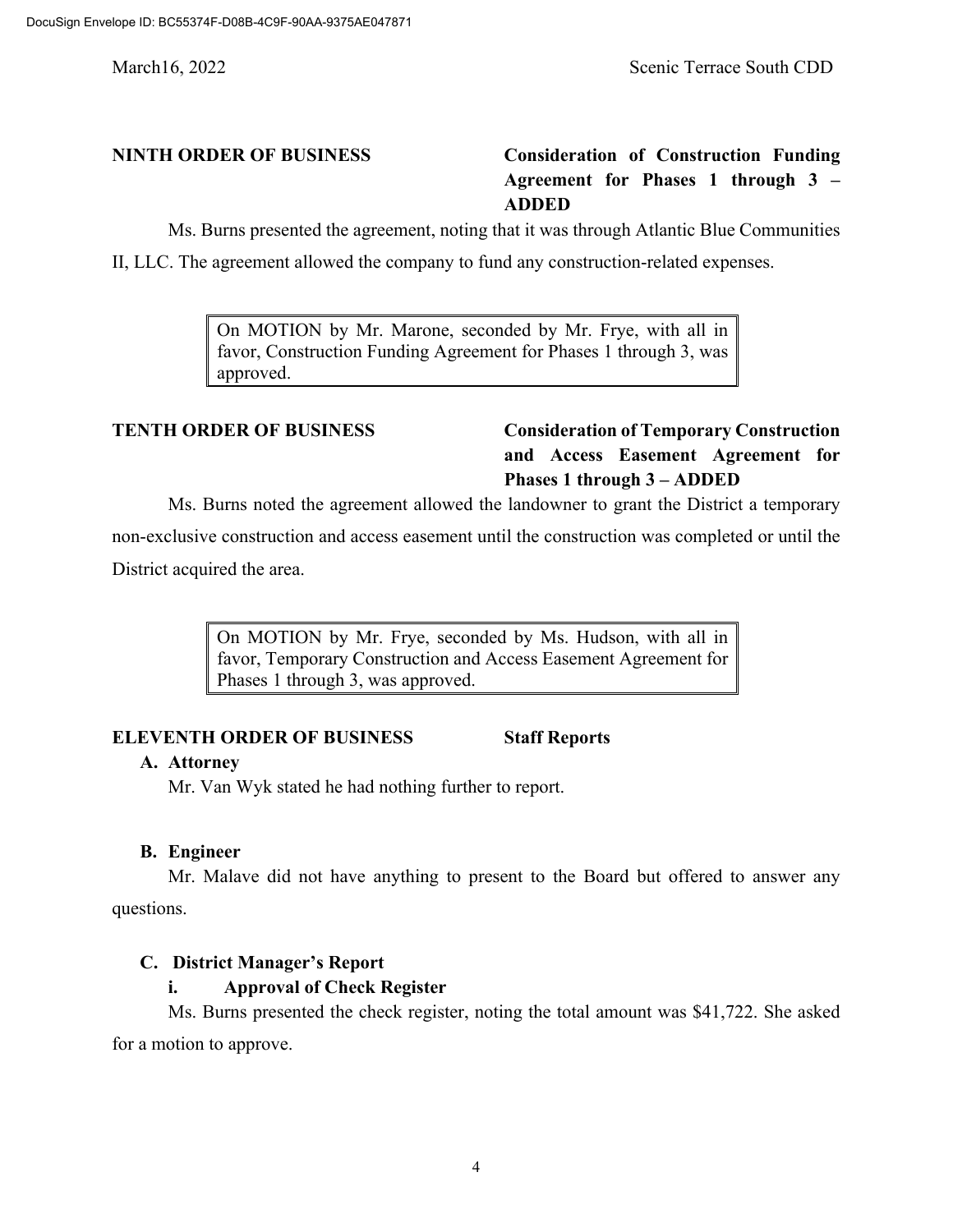**NINTH ORDER OF BUSINESS** **Consideration of Construction Funding Agreement for Phases 1 through 3 – ADDED**

Ms. Burns presented the agreement, noting that it was through Atlantic Blue Communities II, LLC. The agreement allowed the company to fund any construction-related expenses.

> On MOTION by Mr. Marone, seconded by Mr. Frye, with all in favor, Construction Funding Agreement for Phases 1 through 3, was approved.

**TENTH ORDER OF BUSINESS** **Consideration of Temporary Construction and Access Easement Agreement for Phases 1 through 3 – ADDED**

Ms. Burns noted the agreement allowed the landowner to grant the District a temporary non-exclusive construction and access easement until the construction was completed or until the District acquired the area.

> On MOTION by Mr. Frye, seconded by Ms. Hudson, with all in favor, Temporary Construction and Access Easement Agreement for Phases 1 through 3, was approved.

**ELEVENTH ORDER OF BUSINESS** **Staff Reports**

**A. Attorney**

Mr. Van Wyk stated he had nothing further to report.

**B. Engineer**

Mr. Malave did not have anything to present to the Board but offered to answer any questions.

**C. District Manager's Report**

**i. Approval of Check Register**

Ms. Burns presented the check register, noting the total amount was $41,722. She asked for a motion to approve.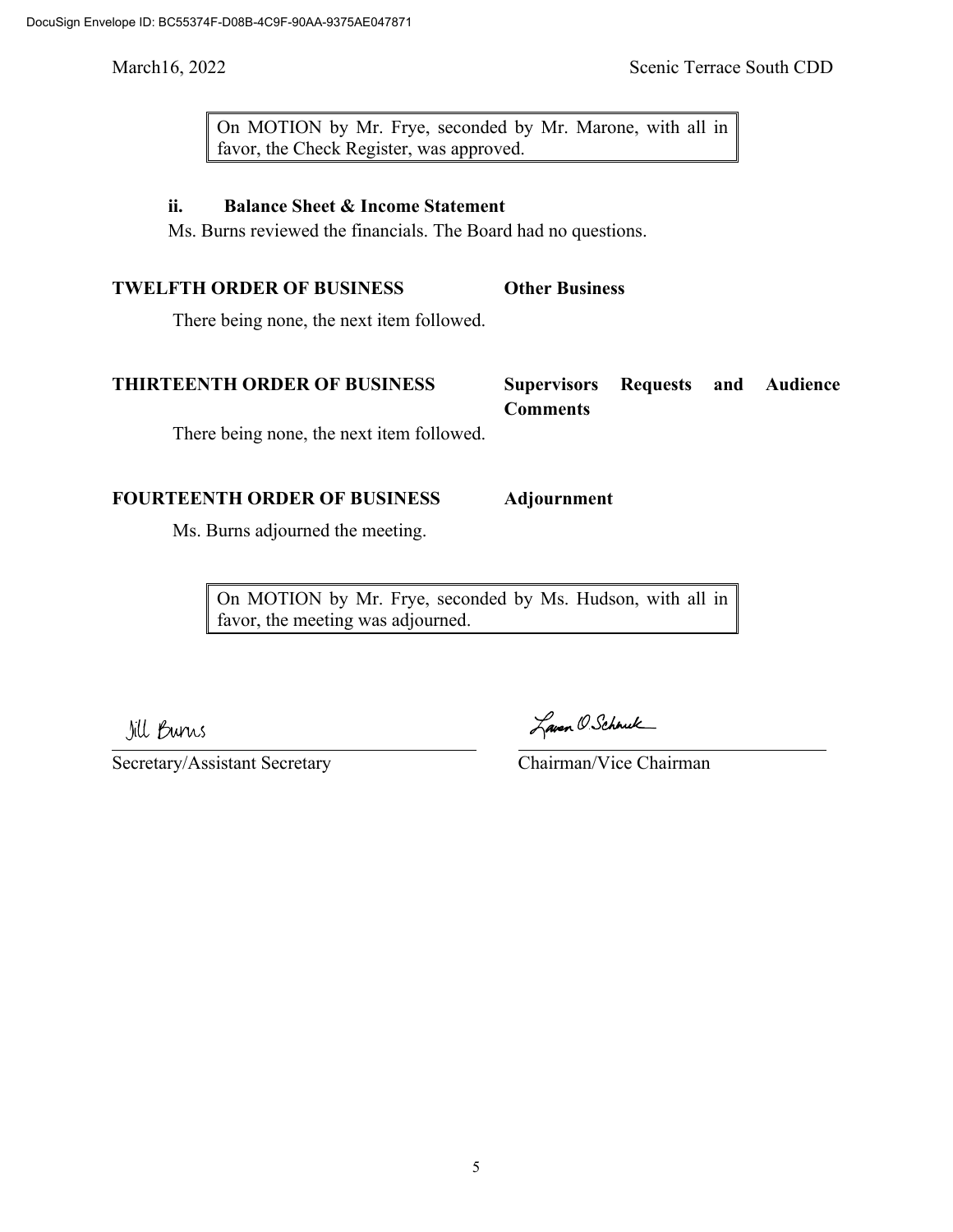On MOTION by Mr. Frye, seconded by Mr. Marone, with all in favor, the Check Register, was approved.

**ii. Balance Sheet & Income Statement**

Ms. Burns reviewed the financials. The Board had no questions.

**TWELFTH ORDER OF BUSINESS** **Other Business**

There being none, the next item followed.

**THIRTEENTH ORDER OF BUSINESS** **Supervisors Requests and Audience Comments**

There being none, the next item followed.

**FOURTEENTH ORDER OF BUSINESS** **Adjournment**

Ms. Burns adjourned the meeting.

On MOTION by Mr. Frye, seconded by Ms. Hudson, with all in favor, the meeting was adjourned.

Jill Burns
Secretary/Assistant Secretary

Laren O. Schnuck
Chairman/Vice Chairman